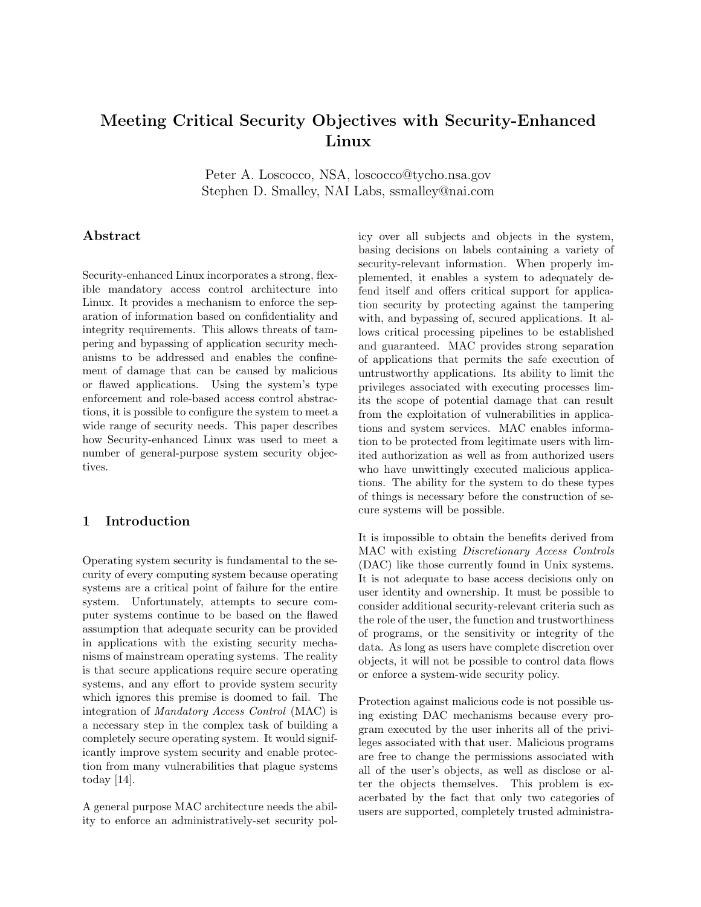# Meeting Critical Security Objectives with Security-Enhanced Linux

Peter A. Loscocco, NSA, loscocco@tycho.nsa.gov
Stephen D. Smalley, NAI Labs, ssmalley@nai.com

## Abstract

Security-enhanced Linux incorporates a strong, flexible mandatory access control architecture into Linux. It provides a mechanism to enforce the separation of information based on confidentiality and integrity requirements. This allows threats of tampering and bypassing of application security mechanisms to be addressed and enables the confinement of damage that can be caused by malicious or flawed applications. Using the system's type enforcement and role-based access control abstractions, it is possible to configure the system to meet a wide range of security needs. This paper describes how Security-enhanced Linux was used to meet a number of general-purpose system security objectives.

## 1 Introduction

Operating system security is fundamental to the security of every computing system because operating systems are a critical point of failure for the entire system. Unfortunately, attempts to secure computer systems continue to be based on the flawed assumption that adequate security can be provided in applications with the existing security mechanisms of mainstream operating systems. The reality is that secure applications require secure operating systems, and any effort to provide system security which ignores this premise is doomed to fail. The integration of *Mandatory Access Control* (MAC) is a necessary step in the complex task of building a completely secure operating system. It would significantly improve system security and enable protection from many vulnerabilities that plague systems today [14].

A general purpose MAC architecture needs the ability to enforce an administratively-set security policy over all subjects and objects in the system, basing decisions on labels containing a variety of security-relevant information. When properly implemented, it enables a system to adequately defend itself and offers critical support for application security by protecting against the tampering with, and bypassing of, secured applications. It allows critical processing pipelines to be established and guaranteed. MAC provides strong separation of applications that permits the safe execution of untrustworthy applications. Its ability to limit the privileges associated with executing processes limits the scope of potential damage that can result from the exploitation of vulnerabilities in applications and system services. MAC enables information to be protected from legitimate users with limited authorization as well as from authorized users who have unwittingly executed malicious applications. The ability for the system to do these types of things is necessary before the construction of secure systems will be possible.

It is impossible to obtain the benefits derived from MAC with existing *Discretionary Access Controls* (DAC) like those currently found in Unix systems. It is not adequate to base access decisions only on user identity and ownership. It must be possible to consider additional security-relevant criteria such as the role of the user, the function and trustworthiness of programs, or the sensitivity or integrity of the data. As long as users have complete discretion over objects, it will not be possible to control data flows or enforce a system-wide security policy.

Protection against malicious code is not possible using existing DAC mechanisms because every program executed by the user inherits all of the privileges associated with that user. Malicious programs are free to change the permissions associated with all of the user's objects, as well as disclose or alter the objects themselves. This problem is exacerbated by the fact that only two categories of users are supported, completely trusted administra-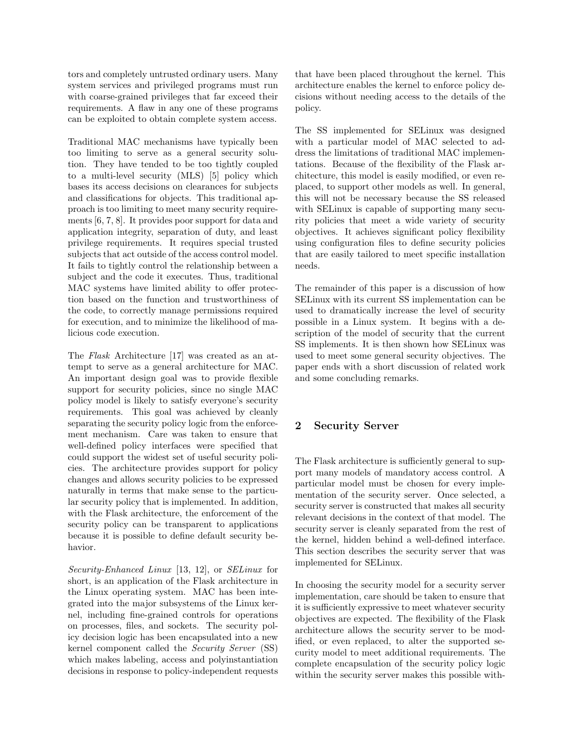tors and completely untrusted ordinary users. Many system services and privileged programs must run with coarse-grained privileges that far exceed their requirements. A flaw in any one of these programs can be exploited to obtain complete system access.

Traditional MAC mechanisms have typically been too limiting to serve as a general security solution. They have tended to be too tightly coupled to a multi-level security (MLS) [5] policy which bases its access decisions on clearances for subjects and classifications for objects. This traditional approach is too limiting to meet many security requirements [6, 7, 8]. It provides poor support for data and application integrity, separation of duty, and least privilege requirements. It requires special trusted subjects that act outside of the access control model. It fails to tightly control the relationship between a subject and the code it executes. Thus, traditional MAC systems have limited ability to offer protection based on the function and trustworthiness of the code, to correctly manage permissions required for execution, and to minimize the likelihood of malicious code execution.

The *Flask* Architecture [17] was created as an attempt to serve as a general architecture for MAC. An important design goal was to provide flexible support for security policies, since no single MAC policy model is likely to satisfy everyone's security requirements. This goal was achieved by cleanly separating the security policy logic from the enforcement mechanism. Care was taken to ensure that well-defined policy interfaces were specified that could support the widest set of useful security policies. The architecture provides support for policy changes and allows security policies to be expressed naturally in terms that make sense to the particular security policy that is implemented. In addition, with the Flask architecture, the enforcement of the security policy can be transparent to applications because it is possible to define default security behavior.

*Security-Enhanced Linux* [13, 12], or *SELinux* for short, is an application of the Flask architecture in the Linux operating system. MAC has been integrated into the major subsystems of the Linux kernel, including fine-grained controls for operations on processes, files, and sockets. The security policy decision logic has been encapsulated into a new kernel component called the *Security Server* (SS) which makes labeling, access and polyinstantiation decisions in response to policy-independent requests that have been placed throughout the kernel. This architecture enables the kernel to enforce policy decisions without needing access to the details of the policy.

The SS implemented for SELinux was designed with a particular model of MAC selected to address the limitations of traditional MAC implementations. Because of the flexibility of the Flask architecture, this model is easily modified, or even replaced, to support other models as well. In general, this will not be necessary because the SS released with SELinux is capable of supporting many security policies that meet a wide variety of security objectives. It achieves significant policy flexibility using configuration files to define security policies that are easily tailored to meet specific installation needs.

The remainder of this paper is a discussion of how SELinux with its current SS implementation can be used to dramatically increase the level of security possible in a Linux system. It begins with a description of the model of security that the current SS implements. It is then shown how SELinux was used to meet some general security objectives. The paper ends with a short discussion of related work and some concluding remarks.

## 2 Security Server

The Flask architecture is sufficiently general to support many models of mandatory access control. A particular model must be chosen for every implementation of the security server. Once selected, a security server is constructed that makes all security relevant decisions in the context of that model. The security server is cleanly separated from the rest of the kernel, hidden behind a well-defined interface. This section describes the security server that was implemented for SELinux.

In choosing the security model for a security server implementation, care should be taken to ensure that it is sufficiently expressive to meet whatever security objectives are expected. The flexibility of the Flask architecture allows the security server to be modified, or even replaced, to alter the supported security model to meet additional requirements. The complete encapsulation of the security policy logic within the security server makes this possible with-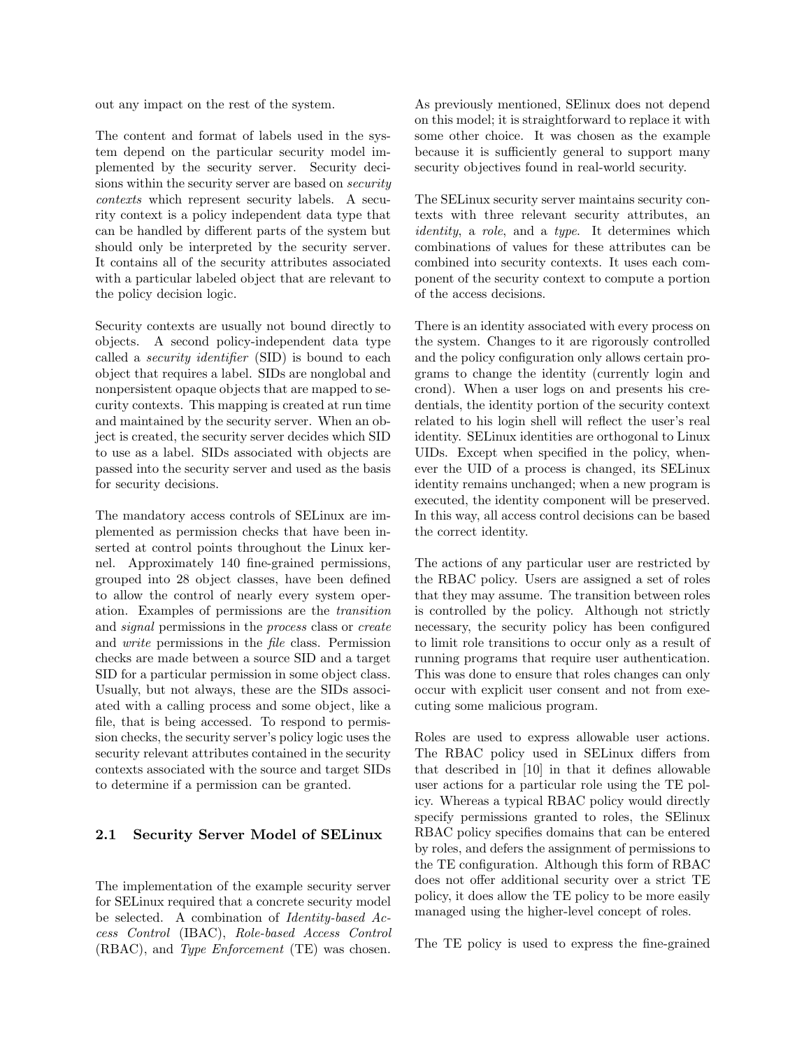out any impact on the rest of the system.

The content and format of labels used in the system depend on the particular security model implemented by the security server. Security decisions within the security server are based on *security contexts* which represent security labels. A security context is a policy independent data type that can be handled by different parts of the system but should only be interpreted by the security server. It contains all of the security attributes associated with a particular labeled object that are relevant to the policy decision logic.

Security contexts are usually not bound directly to objects. A second policy-independent data type called a *security identifier* (SID) is bound to each object that requires a label. SIDs are nonglobal and nonpersistent opaque objects that are mapped to security contexts. This mapping is created at run time and maintained by the security server. When an object is created, the security server decides which SID to use as a label. SIDs associated with objects are passed into the security server and used as the basis for security decisions.

The mandatory access controls of SELinux are implemented as permission checks that have been inserted at control points throughout the Linux kernel. Approximately 140 fine-grained permissions, grouped into 28 object classes, have been defined to allow the control of nearly every system operation. Examples of permissions are the *transition* and *signal* permissions in the *process* class or *create* and *write* permissions in the *file* class. Permission checks are made between a source SID and a target SID for a particular permission in some object class. Usually, but not always, these are the SIDs associated with a calling process and some object, like a file, that is being accessed. To respond to permission checks, the security server's policy logic uses the security relevant attributes contained in the security contexts associated with the source and target SIDs to determine if a permission can be granted.

### 2.1 Security Server Model of SELinux

The implementation of the example security server for SELinux required that a concrete security model be selected. A combination of *Identity-based Access Control* (IBAC), *Role-based Access Control* (RBAC), and *Type Enforcement* (TE) was chosen. As previously mentioned, SElinux does not depend on this model; it is straightforward to replace it with some other choice. It was chosen as the example because it is sufficiently general to support many security objectives found in real-world security.

The SELinux security server maintains security contexts with three relevant security attributes, an *identity*, a *role*, and a *type*. It determines which combinations of values for these attributes can be combined into security contexts. It uses each component of the security context to compute a portion of the access decisions.

There is an identity associated with every process on the system. Changes to it are rigorously controlled and the policy configuration only allows certain programs to change the identity (currently login and crond). When a user logs on and presents his credentials, the identity portion of the security context related to his login shell will reflect the user's real identity. SELinux identities are orthogonal to Linux UIDs. Except when specified in the policy, whenever the UID of a process is changed, its SELinux identity remains unchanged; when a new program is executed, the identity component will be preserved. In this way, all access control decisions can be based the correct identity.

The actions of any particular user are restricted by the RBAC policy. Users are assigned a set of roles that they may assume. The transition between roles is controlled by the policy. Although not strictly necessary, the security policy has been configured to limit role transitions to occur only as a result of running programs that require user authentication. This was done to ensure that roles changes can only occur with explicit user consent and not from executing some malicious program.

Roles are used to express allowable user actions. The RBAC policy used in SELinux differs from that described in [10] in that it defines allowable user actions for a particular role using the TE policy. Whereas a typical RBAC policy would directly specify permissions granted to roles, the SElinux RBAC policy specifies domains that can be entered by roles, and defers the assignment of permissions to the TE configuration. Although this form of RBAC does not offer additional security over a strict TE policy, it does allow the TE policy to be more easily managed using the higher-level concept of roles.

The TE policy is used to express the fine-grained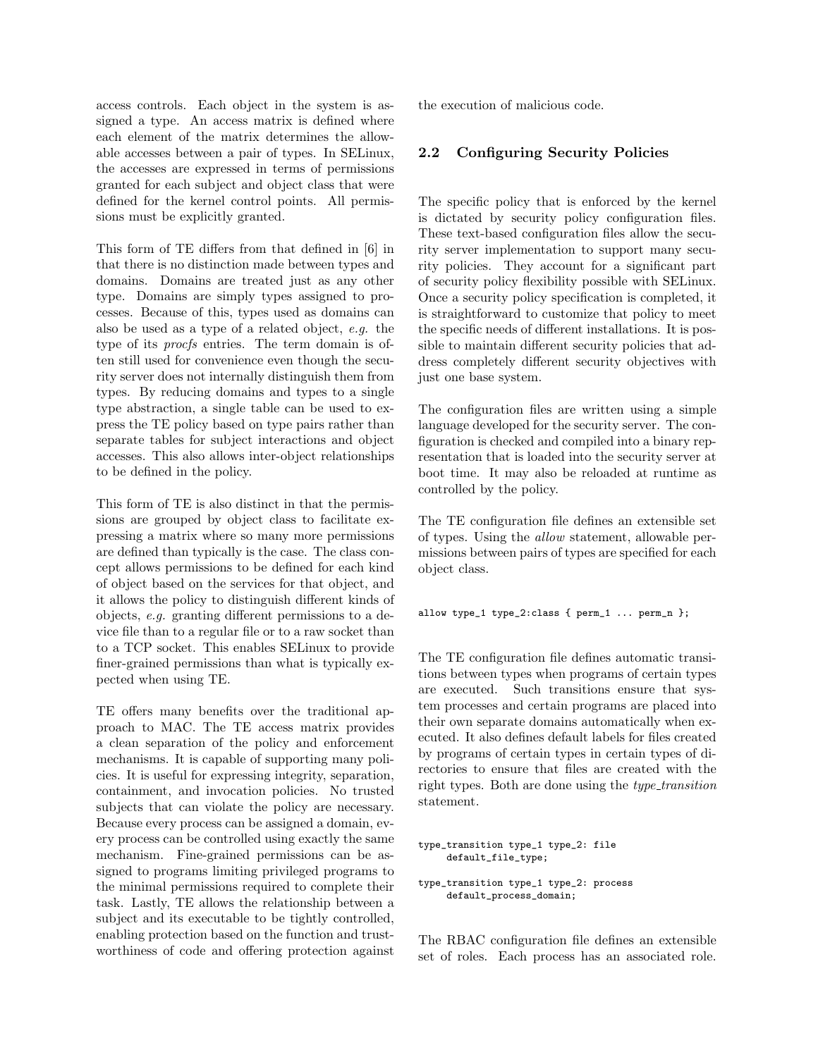access controls. Each object in the system is assigned a type. An access matrix is defined where each element of the matrix determines the allowable accesses between a pair of types. In SELinux, the accesses are expressed in terms of permissions granted for each subject and object class that were defined for the kernel control points. All permissions must be explicitly granted.

This form of TE differs from that defined in [6] in that there is no distinction made between types and domains. Domains are treated just as any other type. Domains are simply types assigned to processes. Because of this, types used as domains can also be used as a type of a related object, *e.g.* the type of its *procfs* entries. The term domain is often still used for convenience even though the security server does not internally distinguish them from types. By reducing domains and types to a single type abstraction, a single table can be used to express the TE policy based on type pairs rather than separate tables for subject interactions and object accesses. This also allows inter-object relationships to be defined in the policy.

This form of TE is also distinct in that the permissions are grouped by object class to facilitate expressing a matrix where so many more permissions are defined than typically is the case. The class concept allows permissions to be defined for each kind of object based on the services for that object, and it allows the policy to distinguish different kinds of objects, *e.g.* granting different permissions to a device file than to a regular file or to a raw socket than to a TCP socket. This enables SELinux to provide finer-grained permissions than what is typically expected when using TE.

TE offers many benefits over the traditional approach to MAC. The TE access matrix provides a clean separation of the policy and enforcement mechanisms. It is capable of supporting many policies. It is useful for expressing integrity, separation, containment, and invocation policies. No trusted subjects that can violate the policy are necessary. Because every process can be assigned a domain, every process can be controlled using exactly the same mechanism. Fine-grained permissions can be assigned to programs limiting privileged programs to the minimal permissions required to complete their task. Lastly, TE allows the relationship between a subject and its executable to be tightly controlled, enabling protection based on the function and trustworthiness of code and offering protection against the execution of malicious code.

## 2.2 Configuring Security Policies

The specific policy that is enforced by the kernel is dictated by security policy configuration files. These text-based configuration files allow the security server implementation to support many security policies. They account for a significant part of security policy flexibility possible with SELinux. Once a security policy specification is completed, it is straightforward to customize that policy to meet the specific needs of different installations. It is possible to maintain different security policies that address completely different security objectives with just one base system.

The configuration files are written using a simple language developed for the security server. The configuration is checked and compiled into a binary representation that is loaded into the security server at boot time. It may also be reloaded at runtime as controlled by the policy.

The TE configuration file defines an extensible set of types. Using the *allow* statement, allowable permissions between pairs of types are specified for each object class.

```
allow type_1 type_2:class { perm_1 ... perm_n };
```

The TE configuration file defines automatic transitions between types when programs of certain types are executed. Such transitions ensure that system processes and certain programs are placed into their own separate domains automatically when executed. It also defines default labels for files created by programs of certain types in certain types of directories to ensure that files are created with the right types. Both are done using the *type_transition* statement.

```
type_transition type_1 type_2: file
     default_file_type;

type_transition type_1 type_2: process
     default_process_domain;
```

The RBAC configuration file defines an extensible set of roles. Each process has an associated role.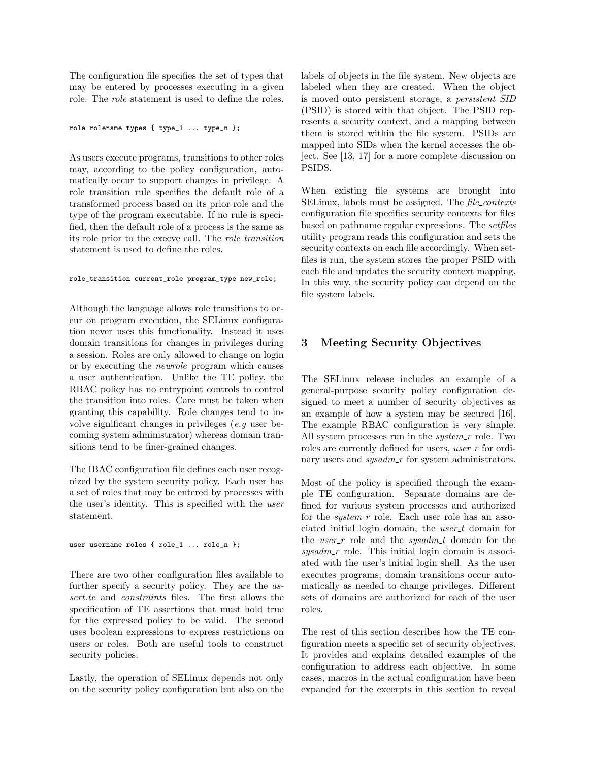The configuration file specifies the set of types that may be entered by processes executing in a given role. The *role* statement is used to define the roles.

```
role rolename types { type_1 ... type_n };
```

As users execute programs, transitions to other roles may, according to the policy configuration, automatically occur to support changes in privilege. A role transition rule specifies the default role of a transformed process based on its prior role and the type of the program executable. If no rule is specified, then the default role of a process is the same as its role prior to the execve call. The *role_transition* statement is used to define the roles.

```
role_transition current_role program_type new_role;
```

Although the language allows role transitions to occur on program execution, the SELinux configuration never uses this functionality. Instead it uses domain transitions for changes in privileges during a session. Roles are only allowed to change on login or by executing the *newrole* program which causes a user authentication. Unlike the TE policy, the RBAC policy has no entrypoint controls to control the transition into roles. Care must be taken when granting this capability. Role changes tend to involve significant changes in privileges (*e.g* user becoming system administrator) whereas domain transitions tend to be finer-grained changes.

The IBAC configuration file defines each user recognized by the system security policy. Each user has a set of roles that may be entered by processes with the user's identity. This is specified with the *user* statement.

```
user username roles { role_1 ... role_n };
```

There are two other configuration files available to further specify a security policy. They are the *assert.te* and *constraints* files. The first allows the specification of TE assertions that must hold true for the expressed policy to be valid. The second uses boolean expressions to express restrictions on users or roles. Both are useful tools to construct security policies.

Lastly, the operation of SELinux depends not only on the security policy configuration but also on the labels of objects in the file system. New objects are labeled when they are created. When the object is moved onto persistent storage, a *persistent SID* (PSID) is stored with that object. The PSID represents a security context, and a mapping between them is stored within the file system. PSIDs are mapped into SIDs when the kernel accesses the object. See [13, 17] for a more complete discussion on PSIDS.

When existing file systems are brought into SELinux, labels must be assigned. The *file_contexts* configuration file specifies security contexts for files based on pathname regular expressions. The *setfiles* utility program reads this configuration and sets the security contexts on each file accordingly. When setfiles is run, the system stores the proper PSID with each file and updates the security context mapping. In this way, the security policy can depend on the file system labels.

## 3 Meeting Security Objectives

The SELinux release includes an example of a general-purpose security policy configuration designed to meet a number of security objectives as an example of how a system may be secured [16]. The example RBAC configuration is very simple. All system processes run in the *system_r* role. Two roles are currently defined for users, *user_r* for ordinary users and *sysadm_r* for system administrators.

Most of the policy is specified through the example TE configuration. Separate domains are defined for various system processes and authorized for the *system_r* role. Each user role has an associated initial login domain, the *user_t* domain for the *user_r* role and the *sysadm_t* domain for the *sysadm_r* role. This initial login domain is associated with the user's initial login shell. As the user executes programs, domain transitions occur automatically as needed to change privileges. Different sets of domains are authorized for each of the user roles.

The rest of this section describes how the TE configuration meets a specific set of security objectives. It provides and explains detailed examples of the configuration to address each objective. In some cases, macros in the actual configuration have been expanded for the excerpts in this section to reveal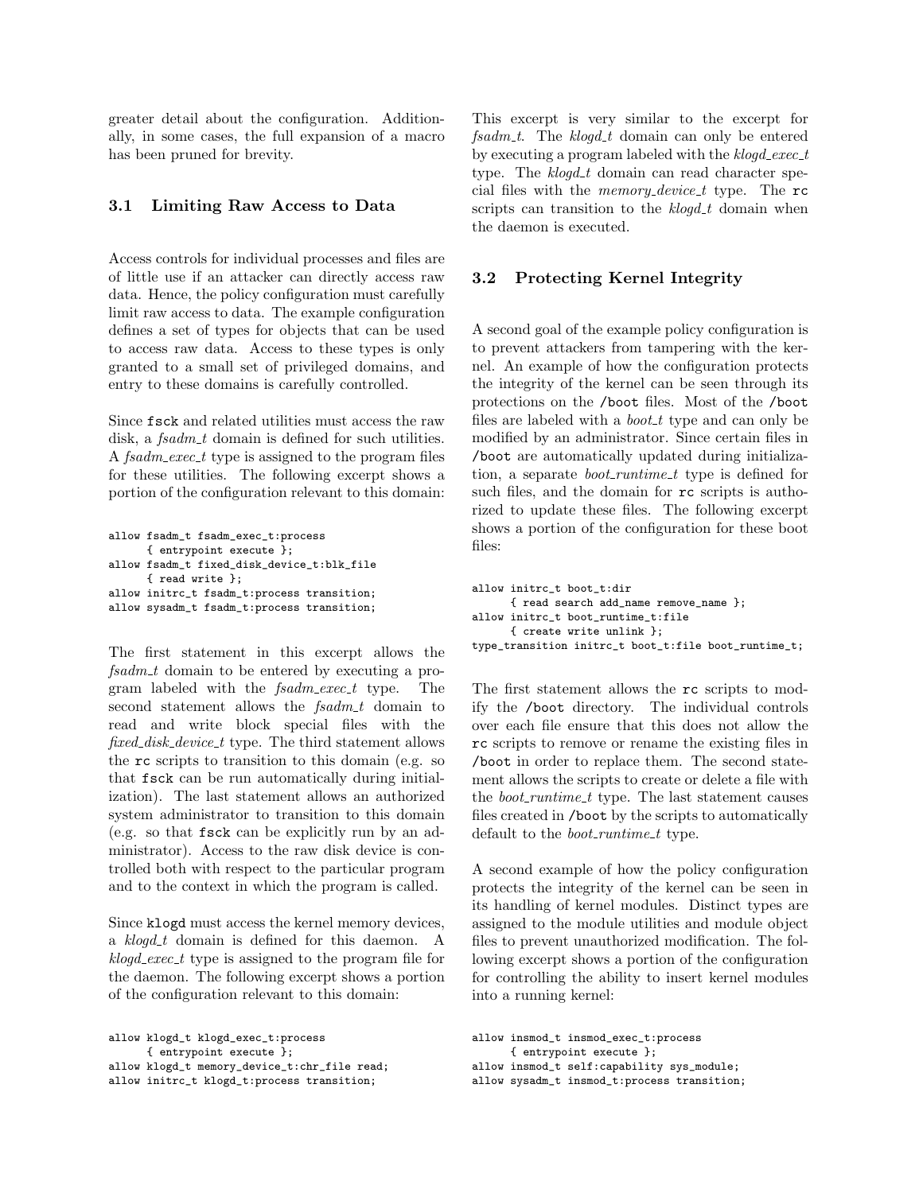greater detail about the configuration. Additionally, in some cases, the full expansion of a macro has been pruned for brevity.

### 3.1 Limiting Raw Access to Data

Access controls for individual processes and files are of little use if an attacker can directly access raw data. Hence, the policy configuration must carefully limit raw access to data. The example configuration defines a set of types for objects that can be used to access raw data. Access to these types is only granted to a small set of privileged domains, and entry to these domains is carefully controlled.

Since `fsck` and related utilities must access the raw disk, a *fsadm_t* domain is defined for such utilities. A *fsadm_exec_t* type is assigned to the program files for these utilities. The following excerpt shows a portion of the configuration relevant to this domain:

```
allow fsadm_t fsadm_exec_t:process
      { entrypoint execute };
allow fsadm_t fixed_disk_device_t:blk_file
      { read write };
allow initrc_t fsadm_t:process transition;
allow sysadm_t fsadm_t:process transition;
```

The first statement in this excerpt allows the *fsadm_t* domain to be entered by executing a program labeled with the *fsadm_exec_t* type. The second statement allows the *fsadm_t* domain to read and write block special files with the *fixed_disk_device_t* type. The third statement allows the `rc` scripts to transition to this domain (e.g. so that `fsck` can be run automatically during initialization). The last statement allows an authorized system administrator to transition to this domain (e.g. so that `fsck` can be explicitly run by an administrator). Access to the raw disk device is controlled both with respect to the particular program and to the context in which the program is called.

Since `klogd` must access the kernel memory devices, a *klogd_t* domain is defined for this daemon. A *klogd_exec_t* type is assigned to the program file for the daemon. The following excerpt shows a portion of the configuration relevant to this domain:

```
allow klogd_t klogd_exec_t:process
      { entrypoint execute };
allow klogd_t memory_device_t:chr_file read;
allow initrc_t klogd_t:process transition;
```

This excerpt is very similar to the excerpt for *fsadm_t*. The *klogd_t* domain can only be entered by executing a program labeled with the *klogd_exec_t* type. The *klogd_t* domain can read character special files with the *memory_device_t* type. The `rc` scripts can transition to the *klogd_t* domain when the daemon is executed.

### 3.2 Protecting Kernel Integrity

A second goal of the example policy configuration is to prevent attackers from tampering with the kernel. An example of how the configuration protects the integrity of the kernel can be seen through its protections on the `/boot` files. Most of the `/boot` files are labeled with a *boot_t* type and can only be modified by an administrator. Since certain files in `/boot` are automatically updated during initialization, a separate *boot_runtime_t* type is defined for such files, and the domain for `rc` scripts is authorized to update these files. The following excerpt shows a portion of the configuration for these boot files:

```
allow initrc_t boot_t:dir
      { read search add_name remove_name };
allow initrc_t boot_runtime_t:file
      { create write unlink };
type_transition initrc_t boot_t:file boot_runtime_t;
```

The first statement allows the `rc` scripts to modify the `/boot` directory. The individual controls over each file ensure that this does not allow the `rc` scripts to remove or rename the existing files in `/boot` in order to replace them. The second statement allows the scripts to create or delete a file with the *boot_runtime_t* type. The last statement causes files created in `/boot` by the scripts to automatically default to the *boot_runtime_t* type.

A second example of how the policy configuration protects the integrity of the kernel can be seen in its handling of kernel modules. Distinct types are assigned to the module utilities and module object files to prevent unauthorized modification. The following excerpt shows a portion of the configuration for controlling the ability to insert kernel modules into a running kernel:

```
allow insmod_t insmod_exec_t:process
      { entrypoint execute };
allow insmod_t self:capability sys_module;
allow sysadm_t insmod_t:process transition;
```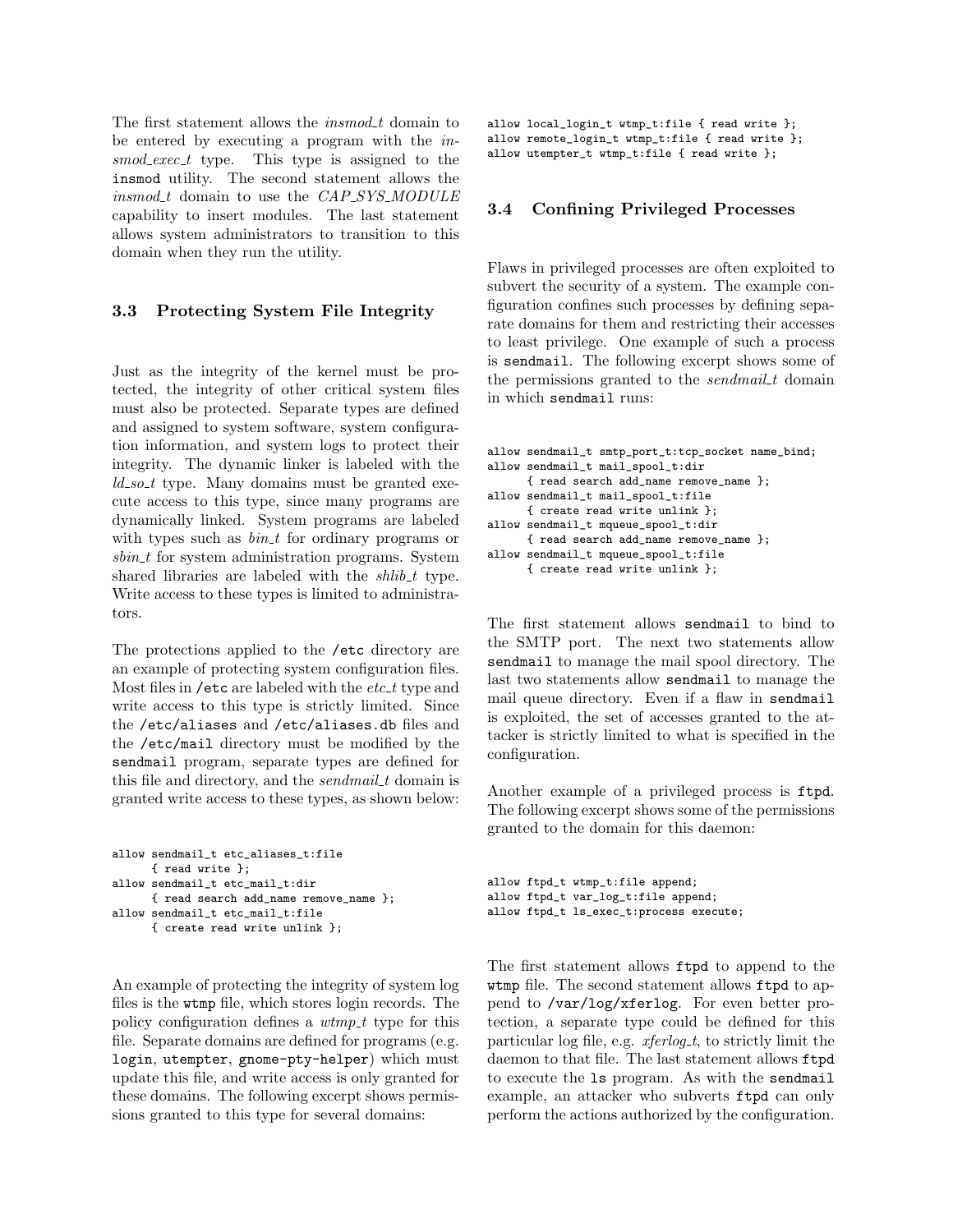The first statement allows the *insmod_t* domain to be entered by executing a program with the *insmod_exec_t* type. This type is assigned to the `insmod` utility. The second statement allows the *insmod_t* domain to use the *CAP_SYS_MODULE* capability to insert modules. The last statement allows system administrators to transition to this domain when they run the utility.

### 3.3 Protecting System File Integrity

Just as the integrity of the kernel must be protected, the integrity of other critical system files must also be protected. Separate types are defined and assigned to system software, system configuration information, and system logs to protect their integrity. The dynamic linker is labeled with the *ld_so_t* type. Many domains must be granted execute access to this type, since many programs are dynamically linked. System programs are labeled with types such as *bin_t* for ordinary programs or *sbin_t* for system administration programs. System shared libraries are labeled with the *shlib_t* type. Write access to these types is limited to administrators.

The protections applied to the `/etc` directory are an example of protecting system configuration files. Most files in `/etc` are labeled with the *etc_t* type and write access to this type is strictly limited. Since the `/etc/aliases` and `/etc/aliases.db` files and the `/etc/mail` directory must be modified by the `sendmail` program, separate types are defined for this file and directory, and the *sendmail_t* domain is granted write access to these types, as shown below:

```
allow sendmail_t etc_aliases_t:file
      { read write };
allow sendmail_t etc_mail_t:dir
      { read search add_name remove_name };
allow sendmail_t etc_mail_t:file
      { create read write unlink };
```

An example of protecting the integrity of system log files is the `wtmp` file, which stores login records. The policy configuration defines a *wtmp_t* type for this file. Separate domains are defined for programs (e.g. `login`, `utempter`, `gnome-pty-helper`) which must update this file, and write access is only granted for these domains. The following excerpt shows permissions granted to this type for several domains:

```
allow local_login_t wtmp_t:file { read write };
allow remote_login_t wtmp_t:file { read write };
allow utempter_t wtmp_t:file { read write };
```

### 3.4 Confining Privileged Processes

Flaws in privileged processes are often exploited to subvert the security of a system. The example configuration confines such processes by defining separate domains for them and restricting their accesses to least privilege. One example of such a process is `sendmail`. The following excerpt shows some of the permissions granted to the *sendmail_t* domain in which `sendmail` runs:

```
allow sendmail_t smtp_port_t:tcp_socket name_bind;
allow sendmail_t mail_spool_t:dir
      { read search add_name remove_name };
allow sendmail_t mail_spool_t:file
      { create read write unlink };
allow sendmail_t mqueue_spool_t:dir
      { read search add_name remove_name };
allow sendmail_t mqueue_spool_t:file
      { create read write unlink };
```

The first statement allows `sendmail` to bind to the SMTP port. The next two statements allow `sendmail` to manage the mail spool directory. The last two statements allow `sendmail` to manage the mail queue directory. Even if a flaw in `sendmail` is exploited, the set of accesses granted to the attacker is strictly limited to what is specified in the configuration.

Another example of a privileged process is `ftpd`. The following excerpt shows some of the permissions granted to the domain for this daemon:

```
allow ftpd_t wtmp_t:file append;
allow ftpd_t var_log_t:file append;
allow ftpd_t ls_exec_t:process execute;
```

The first statement allows `ftpd` to append to the `wtmp` file. The second statement allows `ftpd` to append to `/var/log/xferlog`. For even better protection, a separate type could be defined for this particular log file, e.g. *xferlog_t*, to strictly limit the daemon to that file. The last statement allows `ftpd` to execute the `ls` program. As with the `sendmail` example, an attacker who subverts `ftpd` can only perform the actions authorized by the configuration.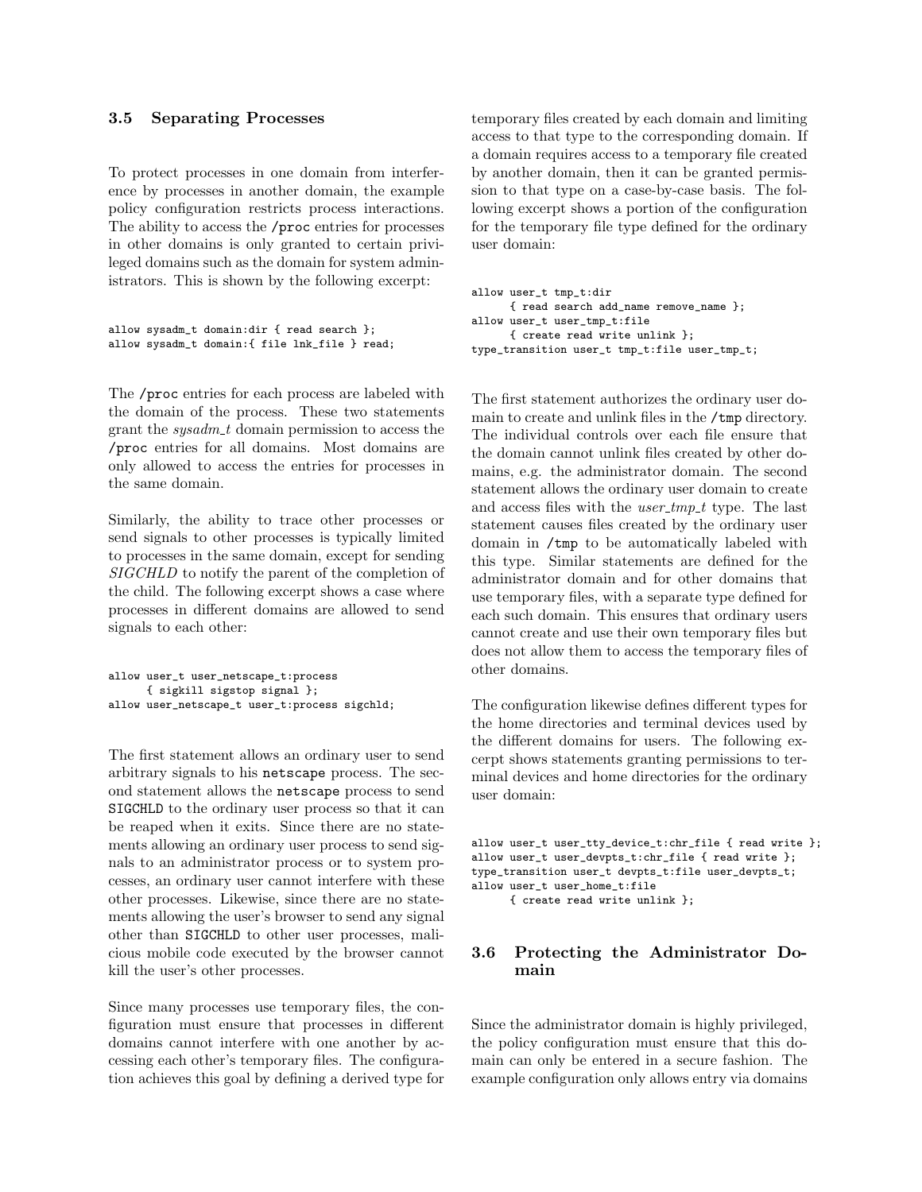### 3.5 Separating Processes

To protect processes in one domain from interference by processes in another domain, the example policy configuration restricts process interactions. The ability to access the /proc entries for processes in other domains is only granted to certain privileged domains such as the domain for system administrators. This is shown by the following excerpt:

```
allow sysadm_t domain:dir { read search };
allow sysadm_t domain:{ file lnk_file } read;
```

The /proc entries for each process are labeled with the domain of the process. These two statements grant the *sysadm_t* domain permission to access the /proc entries for all domains. Most domains are only allowed to access the entries for processes in the same domain.

Similarly, the ability to trace other processes or send signals to other processes is typically limited to processes in the same domain, except for sending *SIGCHLD* to notify the parent of the completion of the child. The following excerpt shows a case where processes in different domains are allowed to send signals to each other:

```
allow user_t user_netscape_t:process
      { sigkill sigstop signal };
allow user_netscape_t user_t:process sigchld;
```

The first statement allows an ordinary user to send arbitrary signals to his netscape process. The second statement allows the netscape process to send SIGCHLD to the ordinary user process so that it can be reaped when it exits. Since there are no statements allowing an ordinary user process to send signals to an administrator process or to system processes, an ordinary user cannot interfere with these other processes. Likewise, since there are no statements allowing the user's browser to send any signal other than SIGCHLD to other user processes, malicious mobile code executed by the browser cannot kill the user's other processes.

Since many processes use temporary files, the configuration must ensure that processes in different domains cannot interfere with one another by accessing each other's temporary files. The configuration achieves this goal by defining a derived type for temporary files created by each domain and limiting access to that type to the corresponding domain. If a domain requires access to a temporary file created by another domain, then it can be granted permission to that type on a case-by-case basis. The following excerpt shows a portion of the configuration for the temporary file type defined for the ordinary user domain:

```
allow user_t tmp_t:dir
      { read search add_name remove_name };
allow user_t user_tmp_t:file
      { create read write unlink };
type_transition user_t tmp_t:file user_tmp_t;
```

The first statement authorizes the ordinary user domain to create and unlink files in the /tmp directory. The individual controls over each file ensure that the domain cannot unlink files created by other domains, e.g. the administrator domain. The second statement allows the ordinary user domain to create and access files with the *user_tmp_t* type. The last statement causes files created by the ordinary user domain in /tmp to be automatically labeled with this type. Similar statements are defined for the administrator domain and for other domains that use temporary files, with a separate type defined for each such domain. This ensures that ordinary users cannot create and use their own temporary files but does not allow them to access the temporary files of other domains.

The configuration likewise defines different types for the home directories and terminal devices used by the different domains for users. The following excerpt shows statements granting permissions to terminal devices and home directories for the ordinary user domain:

```
allow user_t user_tty_device_t:chr_file { read write };
allow user_t user_devpts_t:chr_file { read write };
type_transition user_t devpts_t:file user_devpts_t;
allow user_t user_home_t:file
      { create read write unlink };
```

### 3.6 Protecting the Administrator Domain

Since the administrator domain is highly privileged, the policy configuration must ensure that this domain can only be entered in a secure fashion. The example configuration only allows entry via domains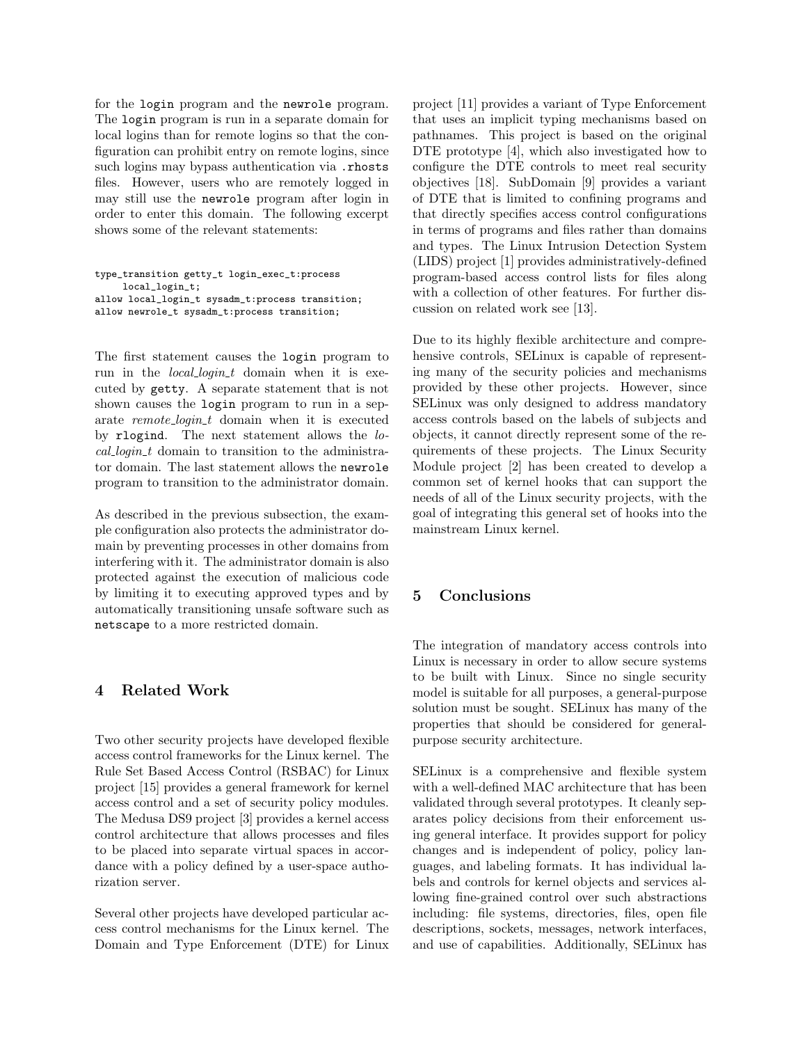for the login program and the newrole program. The login program is run in a separate domain for local logins than for remote logins so that the configuration can prohibit entry on remote logins, since such logins may bypass authentication via .rhosts files. However, users who are remotely logged in may still use the newrole program after login in order to enter this domain. The following excerpt shows some of the relevant statements:

```
type_transition getty_t login_exec_t:process
     local_login_t;
allow local_login_t sysadm_t:process transition;
allow newrole_t sysadm_t:process transition;
```

The first statement causes the login program to run in the *local_login_t* domain when it is executed by getty. A separate statement that is not shown causes the login program to run in a separate *remote_login_t* domain when it is executed by rlogind. The next statement allows the *local_login_t* domain to transition to the administrator domain. The last statement allows the newrole program to transition to the administrator domain.

As described in the previous subsection, the example configuration also protects the administrator domain by preventing processes in other domains from interfering with it. The administrator domain is also protected against the execution of malicious code by limiting it to executing approved types and by automatically transitioning unsafe software such as netscape to a more restricted domain.

## 4 Related Work

Two other security projects have developed flexible access control frameworks for the Linux kernel. The Rule Set Based Access Control (RSBAC) for Linux project [15] provides a general framework for kernel access control and a set of security policy modules. The Medusa DS9 project [3] provides a kernel access control architecture that allows processes and files to be placed into separate virtual spaces in accordance with a policy defined by a user-space authorization server.

Several other projects have developed particular access control mechanisms for the Linux kernel. The Domain and Type Enforcement (DTE) for Linux project [11] provides a variant of Type Enforcement that uses an implicit typing mechanisms based on pathnames. This project is based on the original DTE prototype [4], which also investigated how to configure the DTE controls to meet real security objectives [18]. SubDomain [9] provides a variant of DTE that is limited to confining programs and that directly specifies access control configurations in terms of programs and files rather than domains and types. The Linux Intrusion Detection System (LIDS) project [1] provides administratively-defined program-based access control lists for files along with a collection of other features. For further discussion on related work see [13].

Due to its highly flexible architecture and comprehensive controls, SELinux is capable of representing many of the security policies and mechanisms provided by these other projects. However, since SELinux was only designed to address mandatory access controls based on the labels of subjects and objects, it cannot directly represent some of the requirements of these projects. The Linux Security Module project [2] has been created to develop a common set of kernel hooks that can support the needs of all of the Linux security projects, with the goal of integrating this general set of hooks into the mainstream Linux kernel.

## 5 Conclusions

The integration of mandatory access controls into Linux is necessary in order to allow secure systems to be built with Linux. Since no single security model is suitable for all purposes, a general-purpose solution must be sought. SELinux has many of the properties that should be considered for general-purpose security architecture.

SELinux is a comprehensive and flexible system with a well-defined MAC architecture that has been validated through several prototypes. It cleanly separates policy decisions from their enforcement using general interface. It provides support for policy changes and is independent of policy, policy languages, and labeling formats. It has individual labels and controls for kernel objects and services allowing fine-grained control over such abstractions including: file systems, directories, files, open file descriptions, sockets, messages, network interfaces, and use of capabilities. Additionally, SELinux has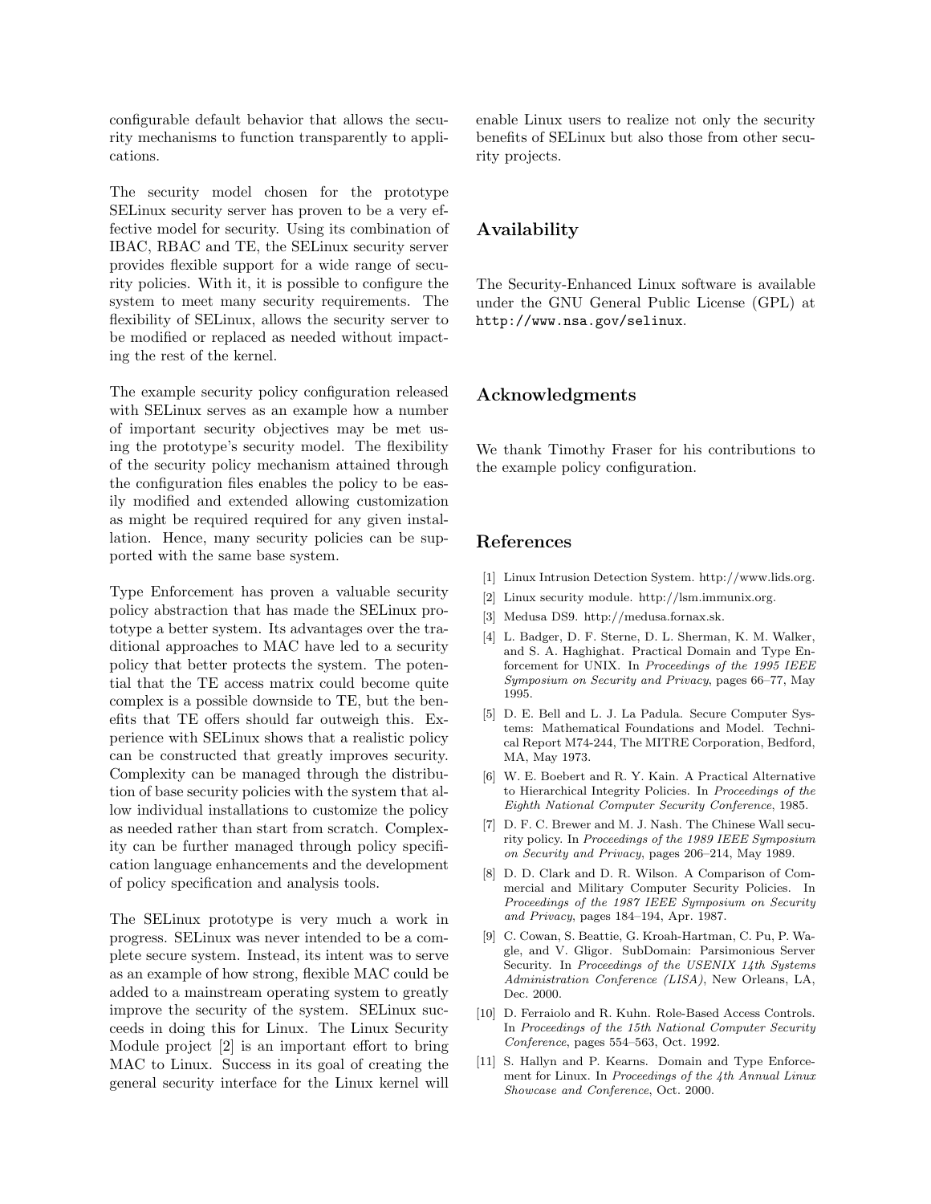configurable default behavior that allows the security mechanisms to function transparently to applications.

The security model chosen for the prototype SELinux security server has proven to be a very effective model for security. Using its combination of IBAC, RBAC and TE, the SELinux security server provides flexible support for a wide range of security policies. With it, it is possible to configure the system to meet many security requirements. The flexibility of SELinux, allows the security server to be modified or replaced as needed without impacting the rest of the kernel.

The example security policy configuration released with SELinux serves as an example how a number of important security objectives may be met using the prototype's security model. The flexibility of the security policy mechanism attained through the configuration files enables the policy to be easily modified and extended allowing customization as might be required required for any given installation. Hence, many security policies can be supported with the same base system.

Type Enforcement has proven a valuable security policy abstraction that has made the SELinux prototype a better system. Its advantages over the traditional approaches to MAC have led to a security policy that better protects the system. The potential that the TE access matrix could become quite complex is a possible downside to TE, but the benefits that TE offers should far outweigh this. Experience with SELinux shows that a realistic policy can be constructed that greatly improves security. Complexity can be managed through the distribution of base security policies with the system that allow individual installations to customize the policy as needed rather than start from scratch. Complexity can be further managed through policy specification language enhancements and the development of policy specification and analysis tools.

The SELinux prototype is very much a work in progress. SELinux was never intended to be a complete secure system. Instead, its intent was to serve as an example of how strong, flexible MAC could be added to a mainstream operating system to greatly improve the security of the system. SELinux succeeds in doing this for Linux. The Linux Security Module project [2] is an important effort to bring MAC to Linux. Success in its goal of creating the general security interface for the Linux kernel will enable Linux users to realize not only the security benefits of SELinux but also those from other security projects.

## Availability

The Security-Enhanced Linux software is available under the GNU General Public License (GPL) at `http://www.nsa.gov/selinux`.

## Acknowledgments

We thank Timothy Fraser for his contributions to the example policy configuration.

## References

[1] Linux Intrusion Detection System. http://www.lids.org.

[2] Linux security module. http://lsm.immunix.org.

[3] Medusa DS9. http://medusa.fornax.sk.

[4] L. Badger, D. F. Sterne, D. L. Sherman, K. M. Walker, and S. A. Haghighat. Practical Domain and Type Enforcement for UNIX. In *Proceedings of the 1995 IEEE Symposium on Security and Privacy*, pages 66–77, May 1995.

[5] D. E. Bell and L. J. La Padula. Secure Computer Systems: Mathematical Foundations and Model. Technical Report M74-244, The MITRE Corporation, Bedford, MA, May 1973.

[6] W. E. Boebert and R. Y. Kain. A Practical Alternative to Hierarchical Integrity Policies. In *Proceedings of the Eighth National Computer Security Conference*, 1985.

[7] D. F. C. Brewer and M. J. Nash. The Chinese Wall security policy. In *Proceedings of the 1989 IEEE Symposium on Security and Privacy*, pages 206–214, May 1989.

[8] D. D. Clark and D. R. Wilson. A Comparison of Commercial and Military Computer Security Policies. In *Proceedings of the 1987 IEEE Symposium on Security and Privacy*, pages 184–194, Apr. 1987.

[9] C. Cowan, S. Beattie, G. Kroah-Hartman, C. Pu, P. Wagle, and V. Gligor. SubDomain: Parsimonious Server Security. In *Proceedings of the USENIX 14th Systems Administration Conference (LISA)*, New Orleans, LA, Dec. 2000.

[10] D. Ferraiolo and R. Kuhn. Role-Based Access Controls. In *Proceedings of the 15th National Computer Security Conference*, pages 554–563, Oct. 1992.

[11] S. Hallyn and P. Kearns. Domain and Type Enforcement for Linux. In *Proceedings of the 4th Annual Linux Showcase and Conference*, Oct. 2000.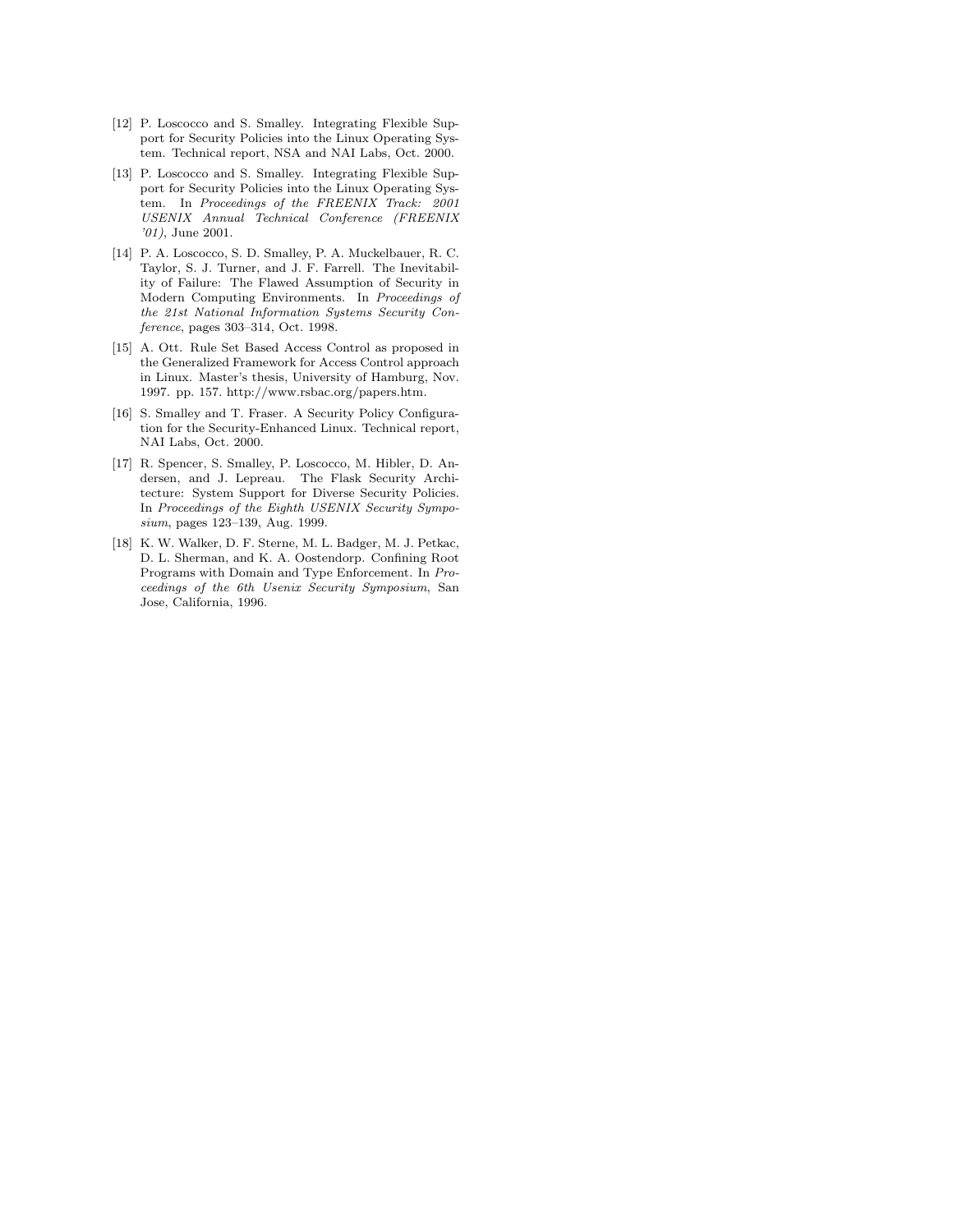[12] P. Loscocco and S. Smalley. Integrating Flexible Support for Security Policies into the Linux Operating System. Technical report, NSA and NAI Labs, Oct. 2000.

[13] P. Loscocco and S. Smalley. Integrating Flexible Support for Security Policies into the Linux Operating System. In *Proceedings of the FREENIX Track: 2001 USENIX Annual Technical Conference (FREENIX '01)*, June 2001.

[14] P. A. Loscocco, S. D. Smalley, P. A. Muckelbauer, R. C. Taylor, S. J. Turner, and J. F. Farrell. The Inevitability of Failure: The Flawed Assumption of Security in Modern Computing Environments. In *Proceedings of the 21st National Information Systems Security Conference*, pages 303–314, Oct. 1998.

[15] A. Ott. Rule Set Based Access Control as proposed in the Generalized Framework for Access Control approach in Linux. Master's thesis, University of Hamburg, Nov. 1997. pp. 157. http://www.rsbac.org/papers.htm.

[16] S. Smalley and T. Fraser. A Security Policy Configuration for the Security-Enhanced Linux. Technical report, NAI Labs, Oct. 2000.

[17] R. Spencer, S. Smalley, P. Loscocco, M. Hibler, D. Andersen, and J. Lepreau. The Flask Security Architecture: System Support for Diverse Security Policies. In *Proceedings of the Eighth USENIX Security Symposium*, pages 123–139, Aug. 1999.

[18] K. W. Walker, D. F. Sterne, M. L. Badger, M. J. Petkac, D. L. Sherman, and K. A. Oostendorp. Confining Root Programs with Domain and Type Enforcement. In *Proceedings of the 6th Usenix Security Symposium*, San Jose, California, 1996.